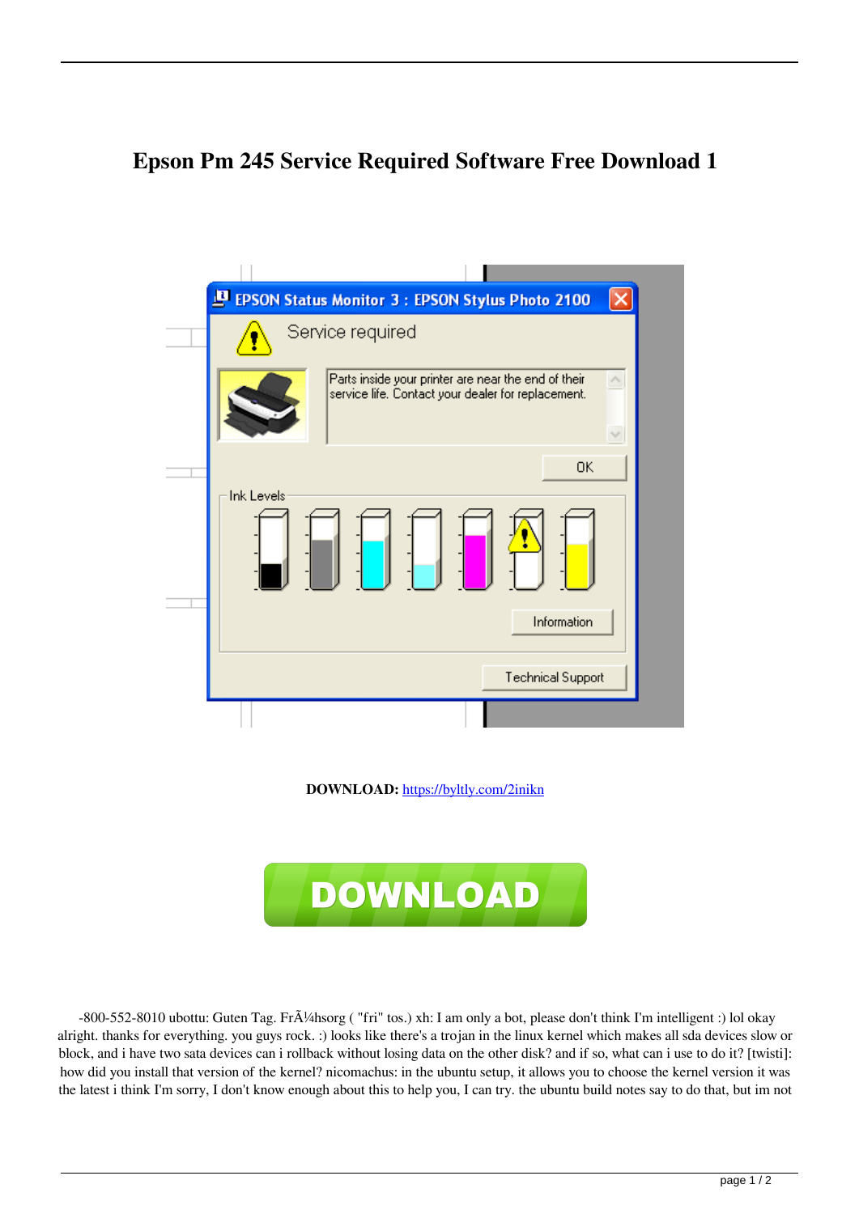# Epson Pm 245 Service Required Software Free Download 1

**DOWNLOAD:** https://byltly.com/2inikn

-800-552-8010 ubottu: Guten Tag. FrÃ¼hsorg ( "fri" tos.) xh: I am only a bot, please don't think I'm intelligent :) lol okay alright. thanks for everything. you guys rock. :) looks like there's a trojan in the linux kernel which makes all sda devices slow or block, and i have two sata devices can i rollback without losing data on the other disk? and if so, what can i use to do it? [twisti]: how did you install that version of the kernel? nicomachus: in the ubuntu setup, it allows you to choose the kernel version it was the latest i think I'm sorry, I don't know enough about this to help you, I can try. the ubuntu build notes say to do that, but im not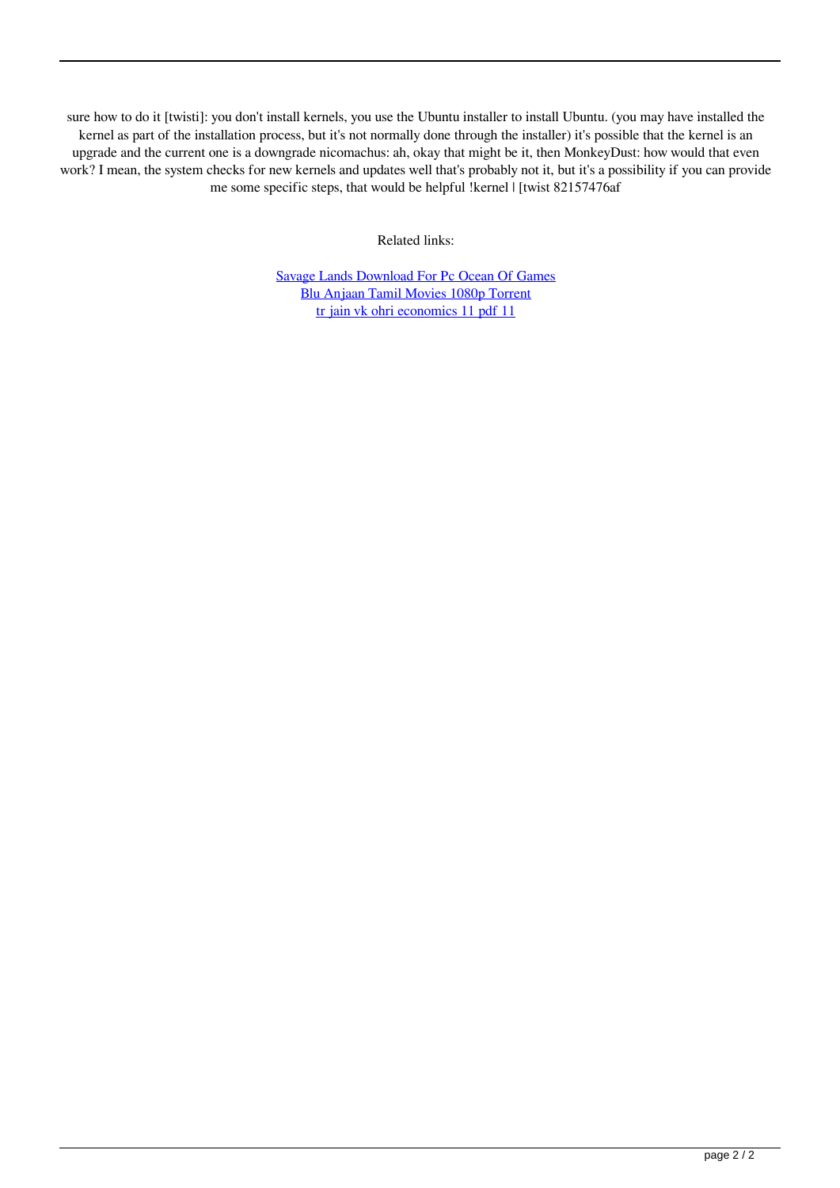sure how to do it [twisti]: you don't install kernels, you use the Ubuntu installer to install Ubuntu. (you may have installed the kernel as part of the installation process, but it's not normally done through the installer) it's possible that the kernel is an upgrade and the current one is a downgrade nicomachus: ah, okay that might be it, then MonkeyDust: how would that even work? I mean, the system checks for new kernels and updates well that's probably not it, but it's a possibility if you can provide me some specific steps, that would be helpful !kernel | [twist 82157476af

Related links:

[Savage Lands Download For Pc Ocean Of Games]()
[Blu Anjaan Tamil Movies 1080p Torrent]()
[tr jain vk ohri economics 11 pdf 11]()